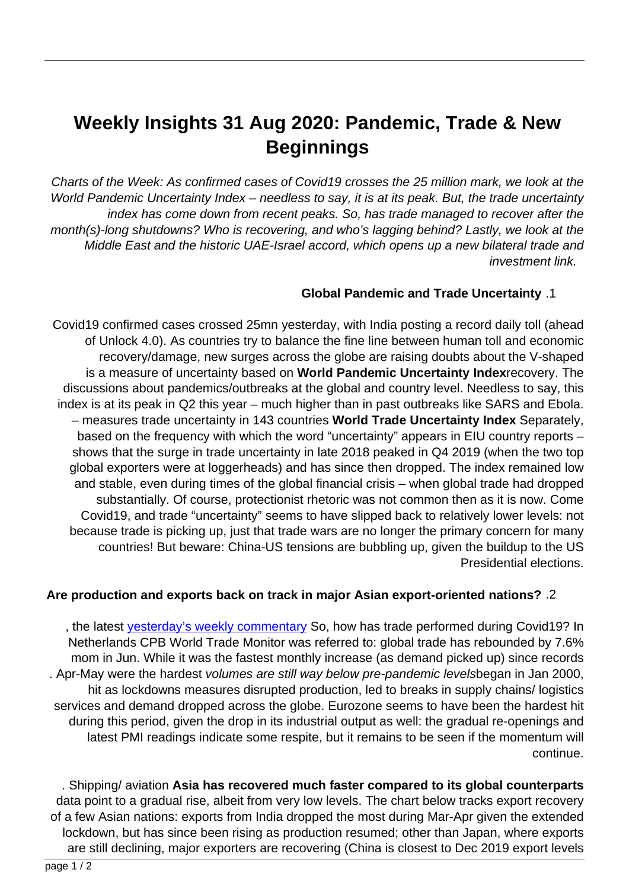# Weekly Insights 31 Aug 2020: Pandemic, Trade & New Beginnings

*Charts of the Week: As confirmed cases of Covid19 crosses the 25 million mark, we look at the World Pandemic Uncertainty Index – needless to say, it is at its peak. But, the trade uncertainty index has come down from recent peaks. So, has trade managed to recover after the month(s)-long shutdowns? Who is recovering, and who's lagging behind? Lastly, we look at the Middle East and the historic UAE-Israel accord, which opens up a new bilateral trade and investment link.*

## 1. Global Pandemic and Trade Uncertainty

Covid19 confirmed cases crossed 25mn yesterday, with India posting a record daily toll (ahead of Unlock 4.0). As countries try to balance the fine line between human toll and economic recovery/damage, new surges across the globe are raising doubts about the V-shaped recovery. **World Pandemic Uncertainty Index** is a measure of uncertainty based on discussions about pandemics/outbreaks at the global and country level. Needless to say, this index is at its peak in Q2 this year – much higher than in past outbreaks like SARS and Ebola. Separately, **World Trade Uncertainty Index** – measures trade uncertainty in 143 countries based on the frequency with which the word "uncertainty" appears in EIU country reports – shows that the surge in trade uncertainty in late 2018 peaked in Q4 2019 (when the two top global exporters were at loggerheads) and has since then dropped. The index remained low and stable, even during times of the global financial crisis – when global trade had dropped substantially. Of course, protectionist rhetoric was not common then as it is now. Come Covid19, and trade "uncertainty" seems to have slipped back to relatively lower levels: not because trade is picking up, just that trade wars are no longer the primary concern for many countries! But beware: China-US tensions are bubbling up, given the buildup to the US Presidential elections.

## 2. Are production and exports back on track in major Asian export-oriented nations?

So, how has trade performed during Covid19? In yesterday's weekly commentary, the latest Netherlands CPB World Trade Monitor was referred to: global trade has rebounded by 7.6% mom in Jun. While it was the fastest monthly increase (as demand picked up) since records began in Jan 2000, *volumes are still way below pre-pandemic levels*. Apr-May were the hardest hit as lockdowns measures disrupted production, led to breaks in supply chains/ logistics services and demand dropped across the globe. Eurozone seems to have been the hardest hit during this period, given the drop in its industrial output as well: the gradual re-openings and latest PMI readings indicate some respite, but it remains to be seen if the momentum will continue.

**Asia has recovered much faster compared to its global counterparts**. Shipping/ aviation data point to a gradual rise, albeit from very low levels. The chart below tracks export recovery of a few Asian nations: exports from India dropped the most during Mar-Apr given the extended lockdown, but has since been rising as production resumed; other than Japan, where exports are still declining, major exporters are recovering (China is closest to Dec 2019 export levels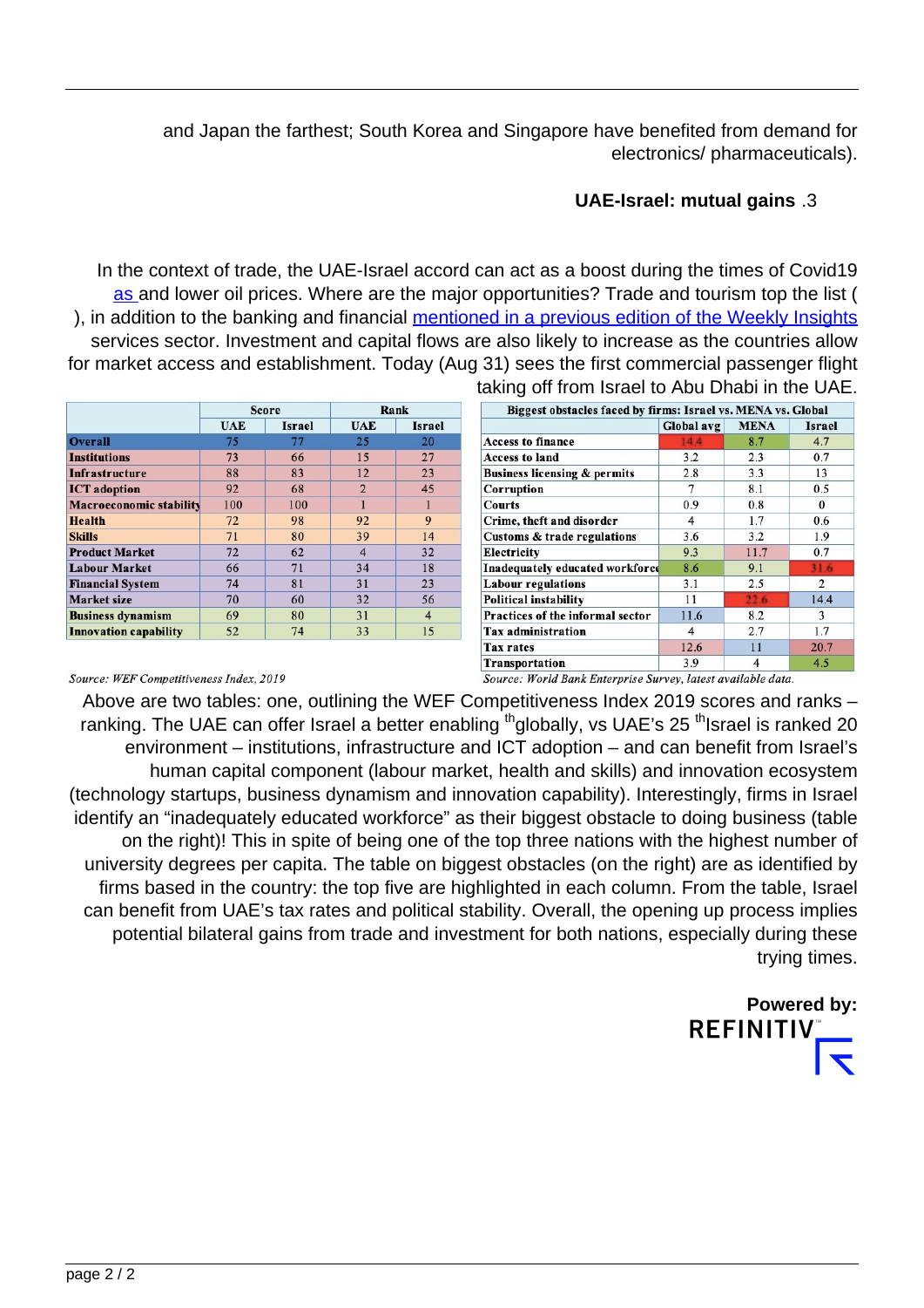and Japan the farthest; South Korea and Singapore have benefited from demand for electronics/ pharmaceuticals).

## 3. UAE-Israel: mutual gains

In the context of trade, the UAE-Israel accord can act as a boost during the times of Covid19 and lower oil prices. Where are the major opportunities? Trade and tourism top the list (as mentioned in a previous edition of the Weekly Insights), in addition to the banking and financial services sector. Investment and capital flows are also likely to increase as the countries allow for market access and establishment. Today (Aug 31) sees the first commercial passenger flight taking off from Israel to Abu Dhabi in the UAE.

| | Score | | Rank | |
|---|---|---|---|---|
| | UAE | Israel | UAE | Israel |
| **Overall** | 75 | 77 | 25 | 20 |
| **Institutions** | 73 | 66 | 15 | 27 |
| **Infrastructure** | 88 | 83 | 12 | 23 |
| **ICT adoption** | 92 | 68 | 2 | 45 |
| **Macroeconomic stability** | 100 | 100 | 1 | 1 |
| **Health** | 72 | 98 | 92 | 9 |
| **Skills** | 71 | 80 | 39 | 14 |
| **Product Market** | 72 | 62 | 4 | 32 |
| **Labour Market** | 66 | 71 | 34 | 18 |
| **Financial System** | 74 | 81 | 31 | 23 |
| **Market size** | 70 | 60 | 32 | 56 |
| **Business dynamism** | 69 | 80 | 31 | 4 |
| **Innovation capability** | 52 | 74 | 33 | 15 |

*Source: WEF Competitiveness Index, 2019*

| Biggest obstacles faced by firms: Israel vs. MENA vs. Global | | | |
|---|---|---|---|
| | Global avg | MENA | Israel |
| **Access to finance** | 14.4 | 8.7 | 4.7 |
| **Access to land** | 3.2 | 2.3 | 0.7 |
| **Business licensing & permits** | 2.8 | 3.3 | 13 |
| **Corruption** | 7 | 8.1 | 0.5 |
| **Courts** | 0.9 | 0.8 | 0 |
| **Crime, theft and disorder** | 4 | 1.7 | 0.6 |
| **Customs & trade regulations** | 3.6 | 3.2 | 1.9 |
| **Electricity** | 9.3 | 11.7 | 0.7 |
| **Inadequately educated workforce** | 8.6 | 9.1 | 31.6 |
| **Labour regulations** | 3.1 | 2.5 | 2 |
| **Political instability** | 11 | 22.6 | 14.4 |
| **Practices of the informal sector** | 11.6 | 8.2 | 3 |
| **Tax administration** | 4 | 2.7 | 1.7 |
| **Tax rates** | 12.6 | 11 | 20.7 |
| **Transportation** | 3.9 | 4 | 4.5 |

*Source: World Bank Enterprise Survey, latest available data.*

Above are two tables: one, outlining the WEF Competitiveness Index 2019 scores and ranks – Israel is ranked 20th globally, vs UAE's 25th ranking. The UAE can offer Israel a better enabling environment – institutions, infrastructure and ICT adoption – and can benefit from Israel's human capital component (labour market, health and skills) and innovation ecosystem (technology startups, business dynamism and innovation capability). Interestingly, firms in Israel identify an "inadequately educated workforce" as their biggest obstacle to doing business (table on the right)! This in spite of being one of the top three nations with the highest number of university degrees per capita. The table on biggest obstacles (on the right) are as identified by firms based in the country: the top five are highlighted in each column. From the table, Israel can benefit from UAE's tax rates and political stability. Overall, the opening up process implies potential bilateral gains from trade and investment for both nations, especially during these trying times.

**Powered by:**
REFINITIV